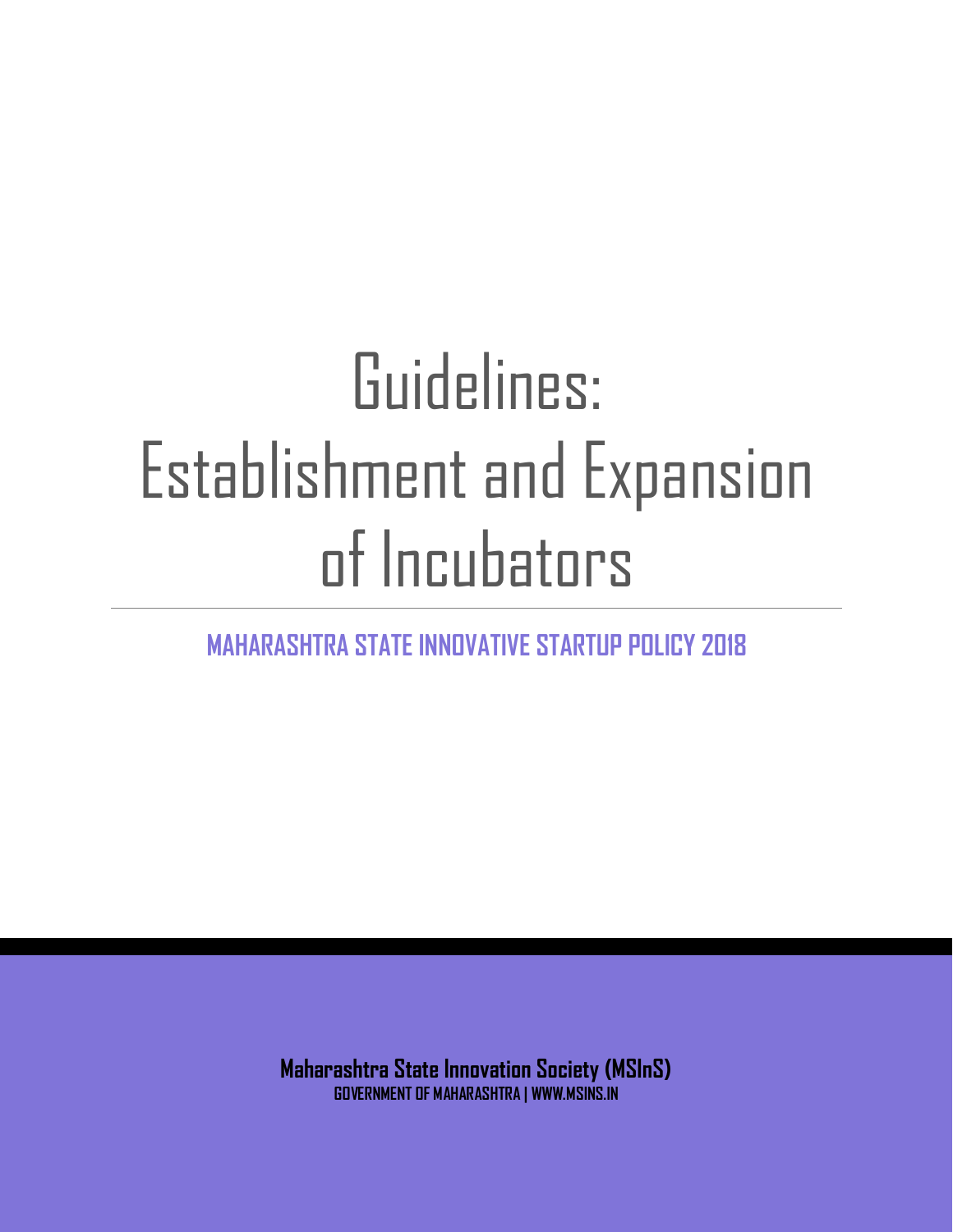# Guidelines: Establishment and Expansion of Incubators

## MAHARASHTRA STATE INNOVATIVE STARTUP POLICY 2018

**Maharashtra State Innovation Society (MSInS)**

**GOVERNMENT OF MAHARASHTRA | WWW.MSINS.IN**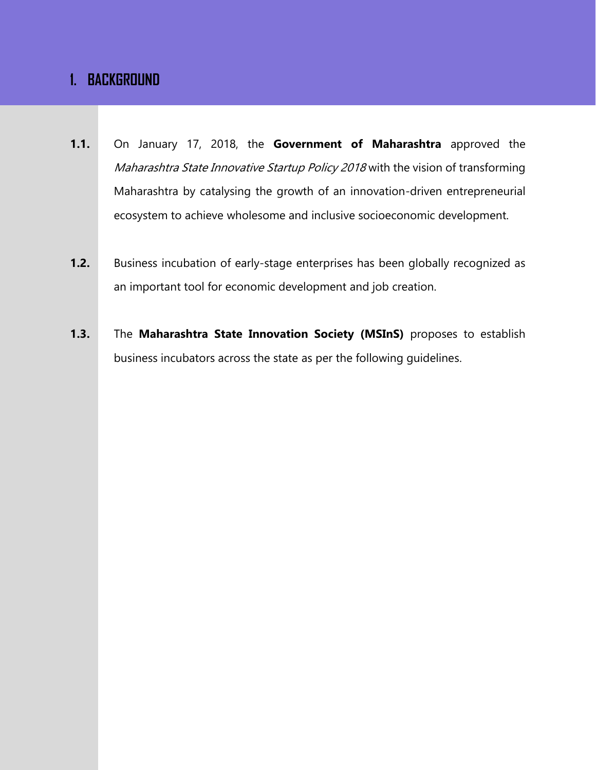# 1. BACKGROUND

**1.1.** On January 17, 2018, the **Government of Maharashtra** approved the *Maharashtra State Innovative Startup Policy 2018* with the vision of transforming Maharashtra by catalysing the growth of an innovation-driven entrepreneurial ecosystem to achieve wholesome and inclusive socioeconomic development.

**1.2.** Business incubation of early-stage enterprises has been globally recognized as an important tool for economic development and job creation.

**1.3.** The **Maharashtra State Innovation Society (MSInS)** proposes to establish business incubators across the state as per the following guidelines.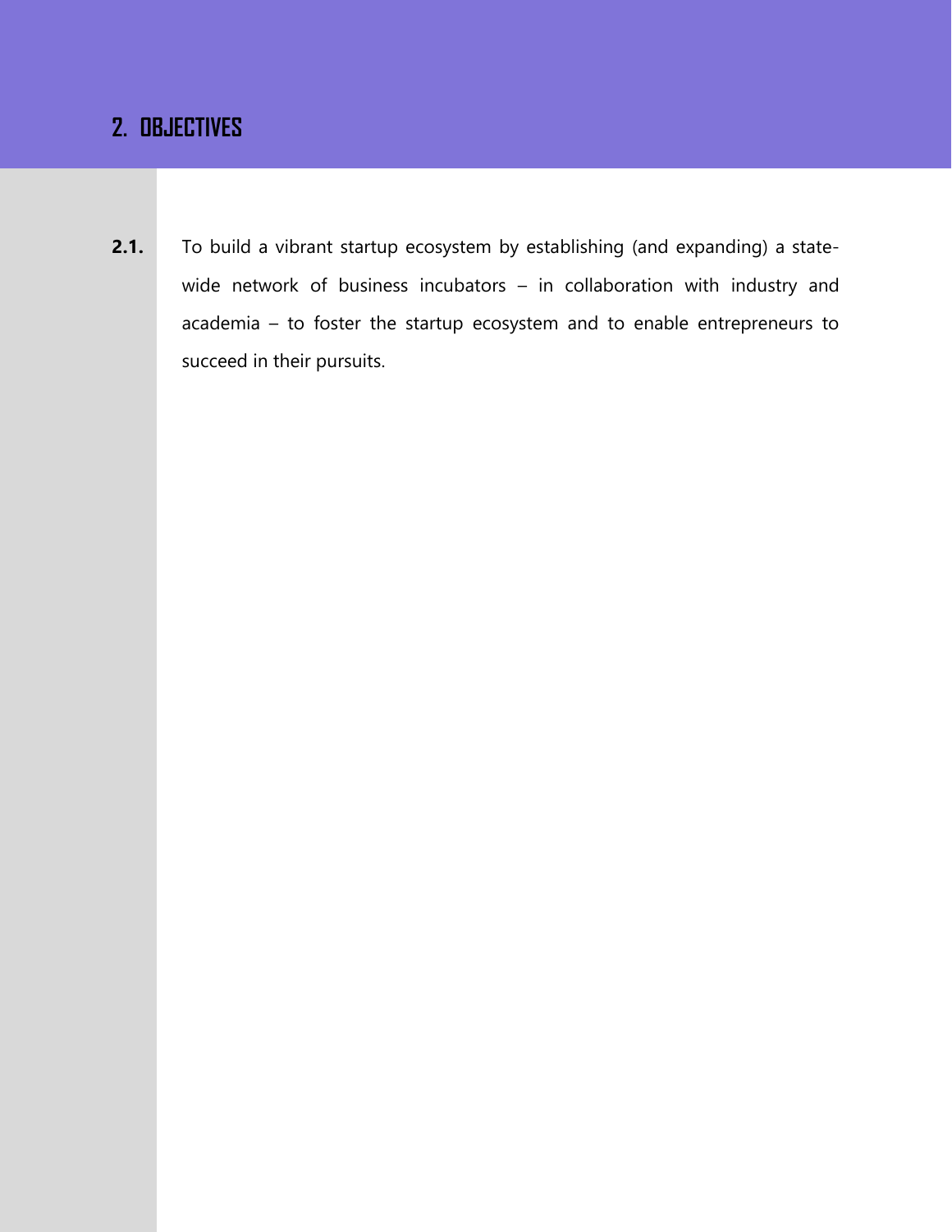## 2. OBJECTIVES

**2.1.** To build a vibrant startup ecosystem by establishing (and expanding) a state-wide network of business incubators – in collaboration with industry and academia – to foster the startup ecosystem and to enable entrepreneurs to succeed in their pursuits.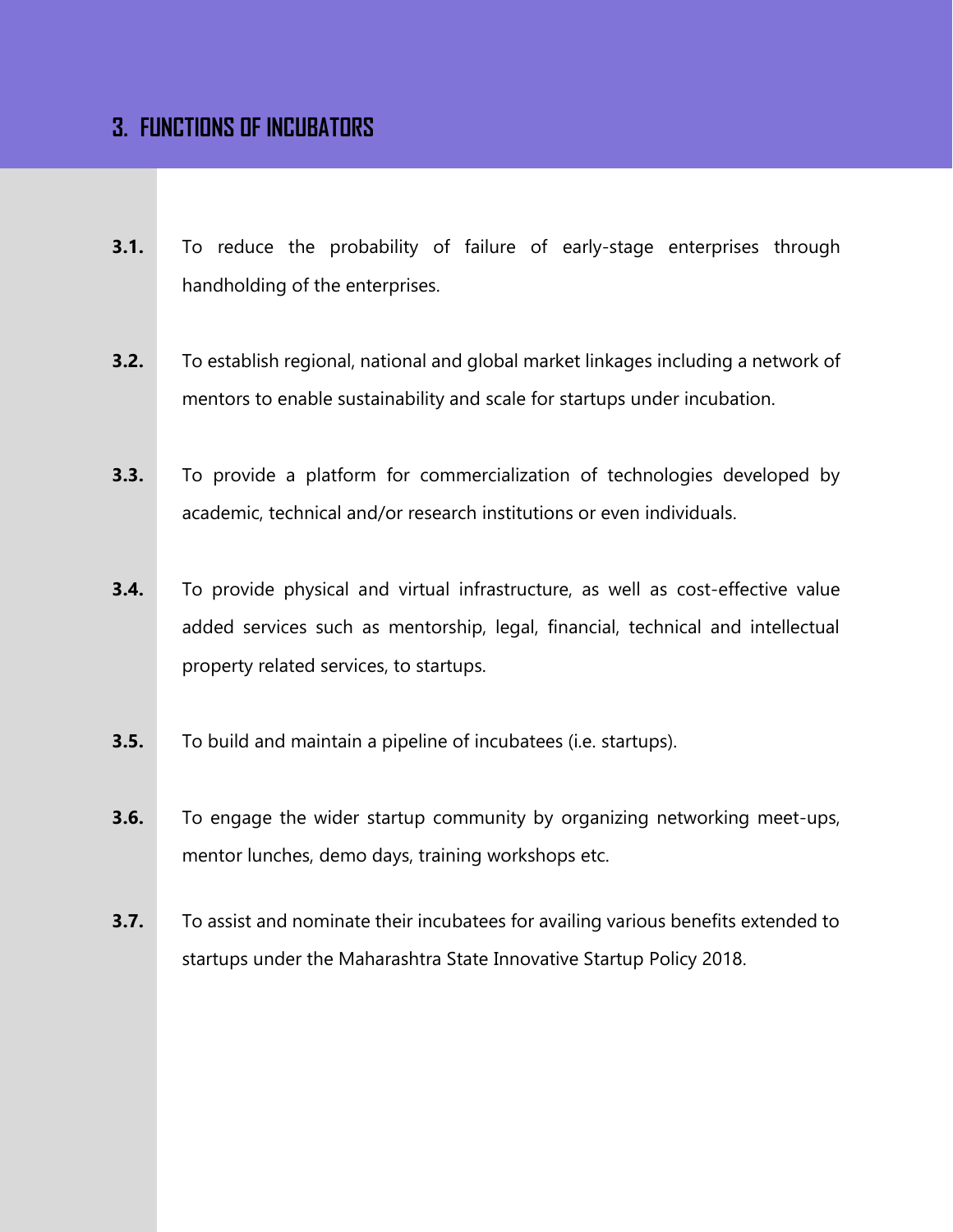# 3. FUNCTIONS OF INCUBATORS

**3.1.** To reduce the probability of failure of early-stage enterprises through handholding of the enterprises.

**3.2.** To establish regional, national and global market linkages including a network of mentors to enable sustainability and scale for startups under incubation.

**3.3.** To provide a platform for commercialization of technologies developed by academic, technical and/or research institutions or even individuals.

**3.4.** To provide physical and virtual infrastructure, as well as cost-effective value added services such as mentorship, legal, financial, technical and intellectual property related services, to startups.

**3.5.** To build and maintain a pipeline of incubatees (i.e. startups).

**3.6.** To engage the wider startup community by organizing networking meet-ups, mentor lunches, demo days, training workshops etc.

**3.7.** To assist and nominate their incubatees for availing various benefits extended to startups under the Maharashtra State Innovative Startup Policy 2018.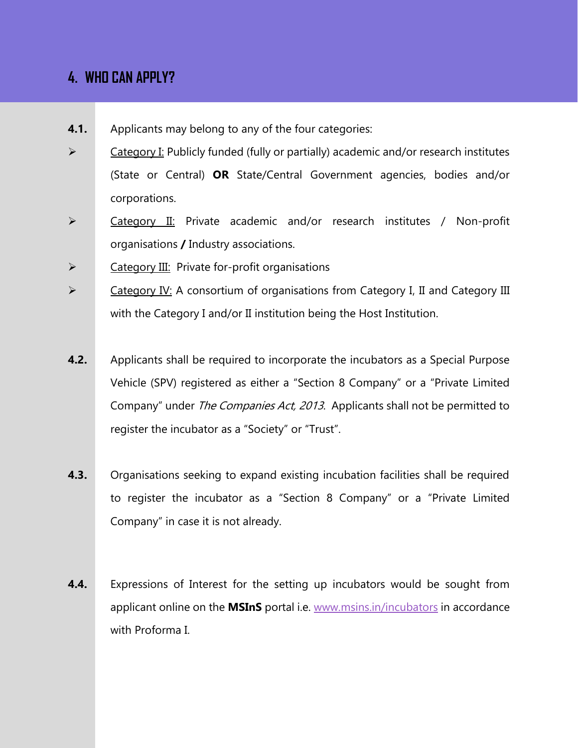## 4. WHO CAN APPLY?

**4.1.** Applicants may belong to any of the four categories:

- Category I: Publicly funded (fully or partially) academic and/or research institutes (State or Central) **OR** State/Central Government agencies, bodies and/or corporations.
- Category II: Private academic and/or research institutes / Non-profit organisations **/** Industry associations.
- Category III: Private for-profit organisations
- Category IV: A consortium of organisations from Category I, II and Category III with the Category I and/or II institution being the Host Institution.

**4.2.** Applicants shall be required to incorporate the incubators as a Special Purpose Vehicle (SPV) registered as either a "Section 8 Company" or a "Private Limited Company" under *The Companies Act, 2013*. Applicants shall not be permitted to register the incubator as a "Society" or "Trust".

**4.3.** Organisations seeking to expand existing incubation facilities shall be required to register the incubator as a "Section 8 Company" or a "Private Limited Company" in case it is not already.

**4.4.** Expressions of Interest for the setting up incubators would be sought from applicant online on the **MSInS** portal i.e. [www.msins.in/incubators](www.msins.in/incubators) in accordance with Proforma I.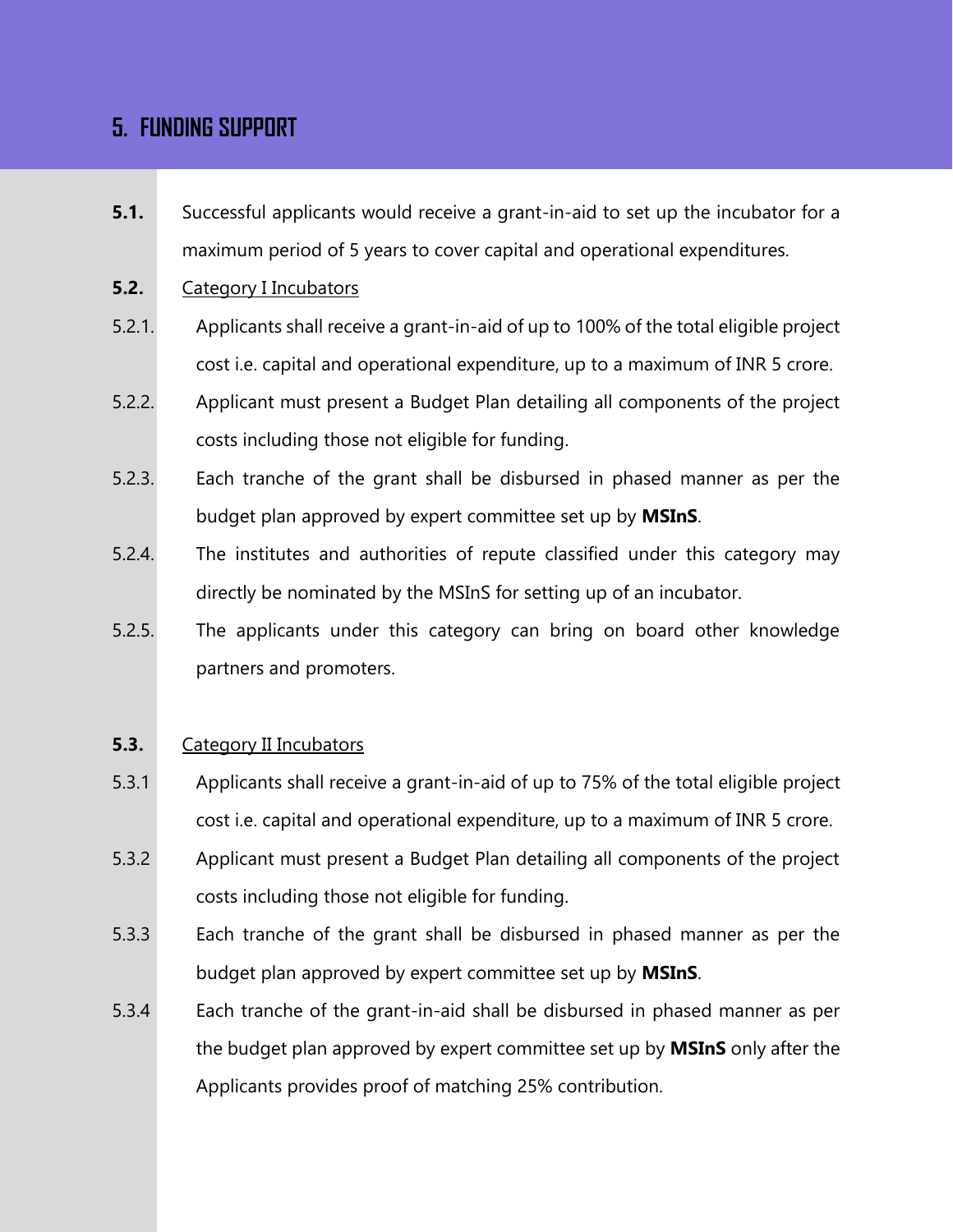# 5. FUNDING SUPPORT

**5.1.** Successful applicants would receive a grant-in-aid to set up the incubator for a maximum period of 5 years to cover capital and operational expenditures.

**5.2.** Category I Incubators

5.2.1. Applicants shall receive a grant-in-aid of up to 100% of the total eligible project cost i.e. capital and operational expenditure, up to a maximum of INR 5 crore.

5.2.2. Applicant must present a Budget Plan detailing all components of the project costs including those not eligible for funding.

5.2.3. Each tranche of the grant shall be disbursed in phased manner as per the budget plan approved by expert committee set up by **MSInS**.

5.2.4. The institutes and authorities of repute classified under this category may directly be nominated by the MSInS for setting up of an incubator.

5.2.5. The applicants under this category can bring on board other knowledge partners and promoters.

**5.3.** Category II Incubators

5.3.1 Applicants shall receive a grant-in-aid of up to 75% of the total eligible project cost i.e. capital and operational expenditure, up to a maximum of INR 5 crore.

5.3.2 Applicant must present a Budget Plan detailing all components of the project costs including those not eligible for funding.

5.3.3 Each tranche of the grant shall be disbursed in phased manner as per the budget plan approved by expert committee set up by **MSInS**.

5.3.4 Each tranche of the grant-in-aid shall be disbursed in phased manner as per the budget plan approved by expert committee set up by **MSInS** only after the Applicants provides proof of matching 25% contribution.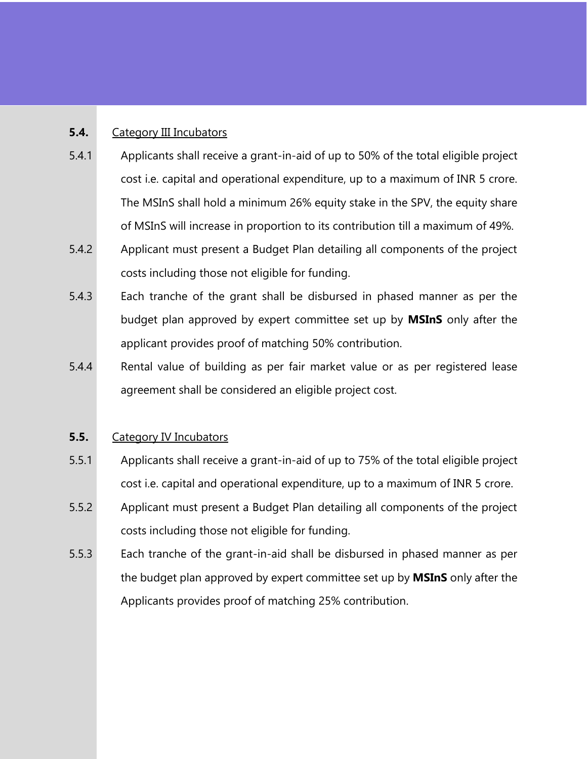**5.4.** <u>Category III Incubators</u>

5.4.1 Applicants shall receive a grant-in-aid of up to 50% of the total eligible project cost i.e. capital and operational expenditure, up to a maximum of INR 5 crore. The MSInS shall hold a minimum 26% equity stake in the SPV, the equity share of MSInS will increase in proportion to its contribution till a maximum of 49%.

5.4.2 Applicant must present a Budget Plan detailing all components of the project costs including those not eligible for funding.

5.4.3 Each tranche of the grant shall be disbursed in phased manner as per the budget plan approved by expert committee set up by **MSInS** only after the applicant provides proof of matching 50% contribution.

5.4.4 Rental value of building as per fair market value or as per registered lease agreement shall be considered an eligible project cost.

**5.5.** <u>Category IV Incubators</u>

5.5.1 Applicants shall receive a grant-in-aid of up to 75% of the total eligible project cost i.e. capital and operational expenditure, up to a maximum of INR 5 crore.

5.5.2 Applicant must present a Budget Plan detailing all components of the project costs including those not eligible for funding.

5.5.3 Each tranche of the grant-in-aid shall be disbursed in phased manner as per the budget plan approved by expert committee set up by **MSInS** only after the Applicants provides proof of matching 25% contribution.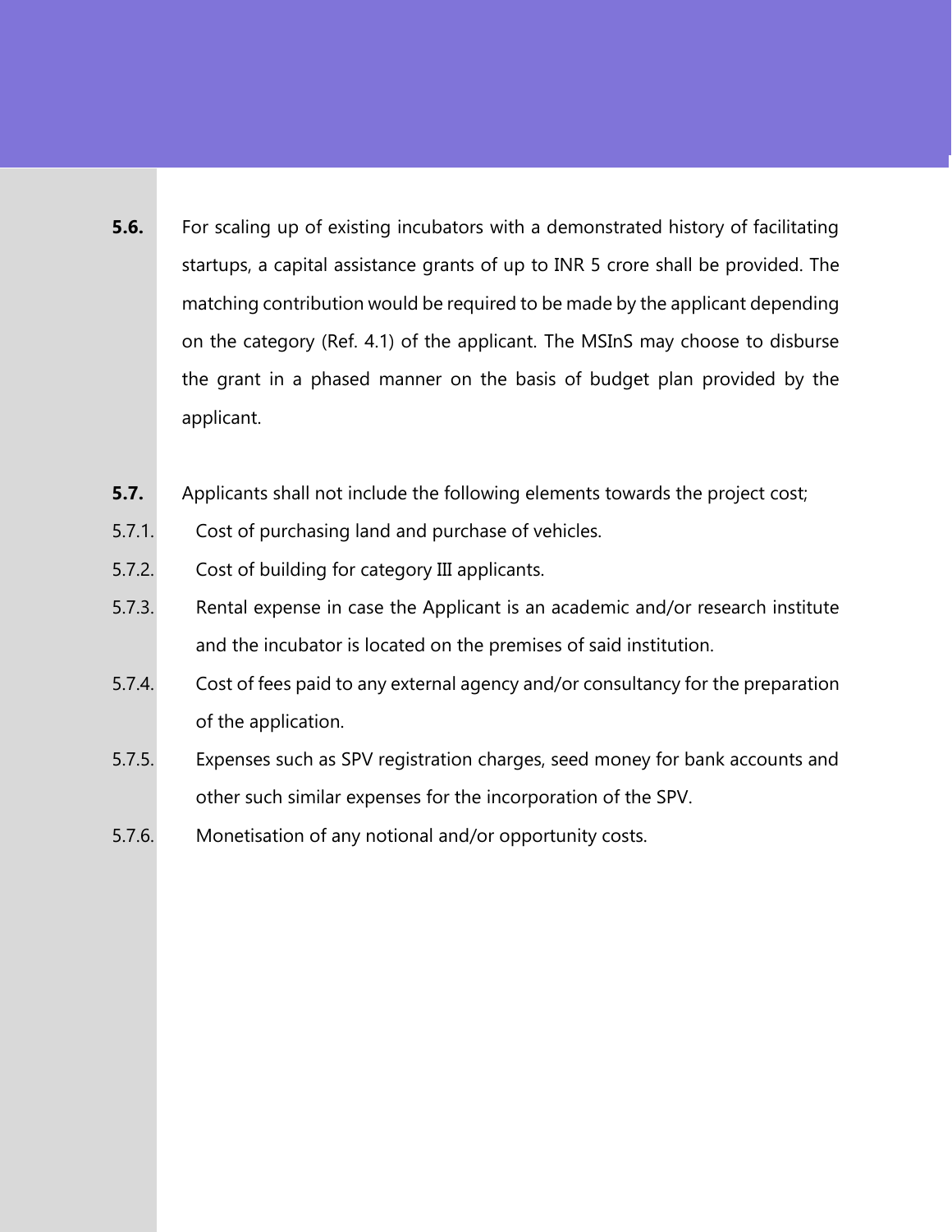**5.6.** For scaling up of existing incubators with a demonstrated history of facilitating startups, a capital assistance grants of up to INR 5 crore shall be provided. The matching contribution would be required to be made by the applicant depending on the category (Ref. 4.1) of the applicant. The MSInS may choose to disburse the grant in a phased manner on the basis of budget plan provided by the applicant.

**5.7.** Applicants shall not include the following elements towards the project cost;

5.7.1. Cost of purchasing land and purchase of vehicles.

5.7.2. Cost of building for category III applicants.

5.7.3. Rental expense in case the Applicant is an academic and/or research institute and the incubator is located on the premises of said institution.

5.7.4. Cost of fees paid to any external agency and/or consultancy for the preparation of the application.

5.7.5. Expenses such as SPV registration charges, seed money for bank accounts and other such similar expenses for the incorporation of the SPV.

5.7.6. Monetisation of any notional and/or opportunity costs.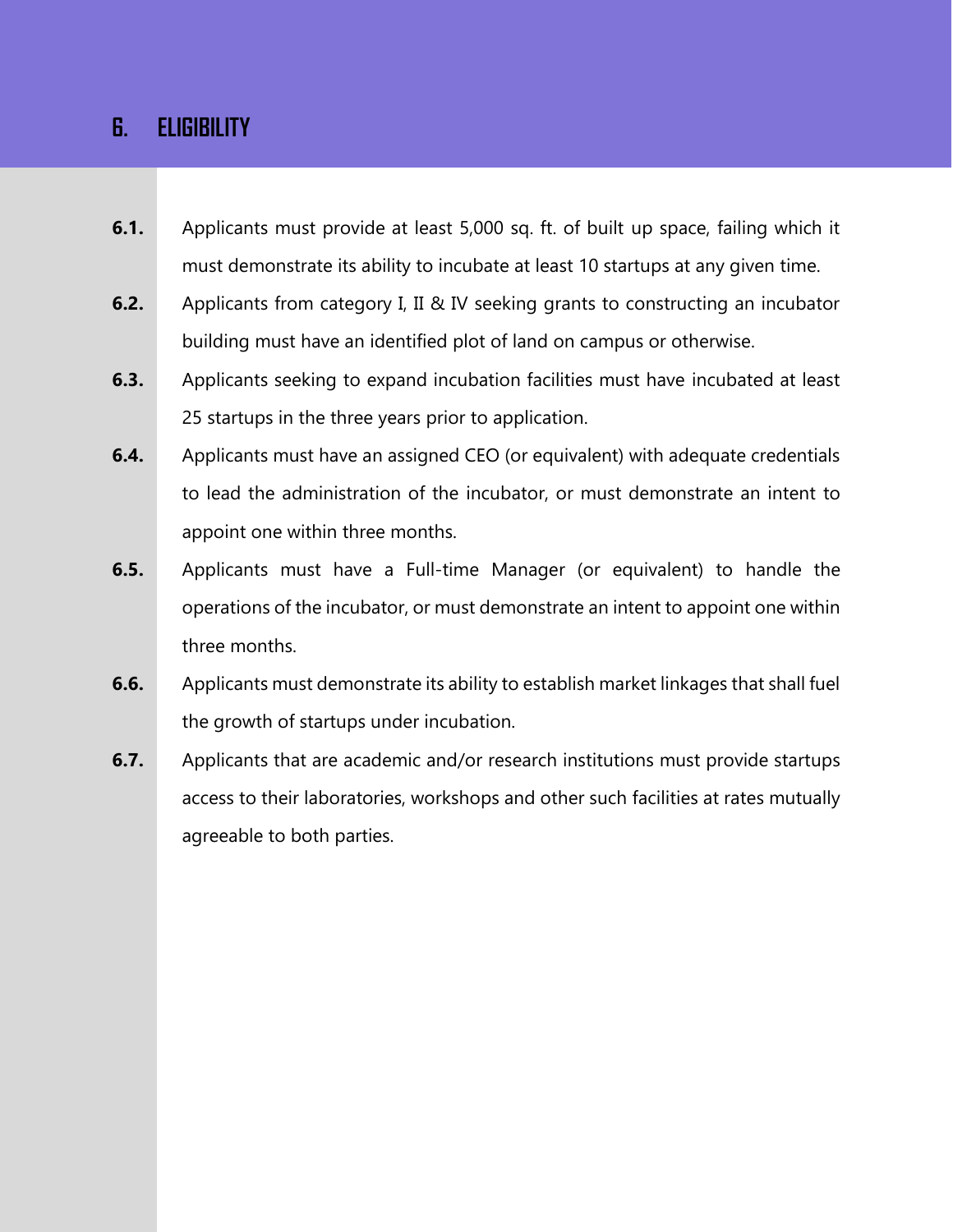# 6. ELIGIBILITY

**6.1.** Applicants must provide at least 5,000 sq. ft. of built up space, failing which it must demonstrate its ability to incubate at least 10 startups at any given time.

**6.2.** Applicants from category I, II & IV seeking grants to constructing an incubator building must have an identified plot of land on campus or otherwise.

**6.3.** Applicants seeking to expand incubation facilities must have incubated at least 25 startups in the three years prior to application.

**6.4.** Applicants must have an assigned CEO (or equivalent) with adequate credentials to lead the administration of the incubator, or must demonstrate an intent to appoint one within three months.

**6.5.** Applicants must have a Full-time Manager (or equivalent) to handle the operations of the incubator, or must demonstrate an intent to appoint one within three months.

**6.6.** Applicants must demonstrate its ability to establish market linkages that shall fuel the growth of startups under incubation.

**6.7.** Applicants that are academic and/or research institutions must provide startups access to their laboratories, workshops and other such facilities at rates mutually agreeable to both parties.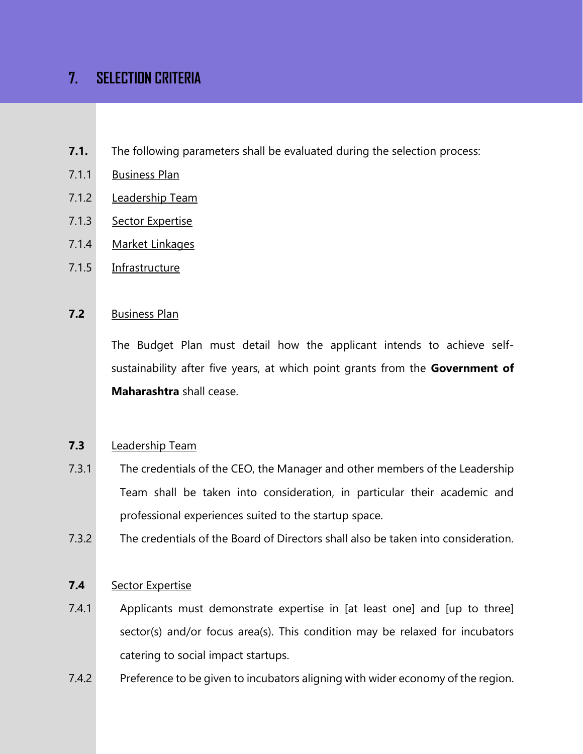# 7. SELECTION CRITERIA

**7.1.** The following parameters shall be evaluated during the selection process:

7.1.1 Business Plan

7.1.2 Leadership Team

7.1.3 Sector Expertise

7.1.4 Market Linkages

7.1.5 Infrastructure

**7.2** Business Plan

The Budget Plan must detail how the applicant intends to achieve self-sustainability after five years, at which point grants from the **Government of Maharashtra** shall cease.

**7.3** Leadership Team

7.3.1 The credentials of the CEO, the Manager and other members of the Leadership Team shall be taken into consideration, in particular their academic and professional experiences suited to the startup space.

7.3.2 The credentials of the Board of Directors shall also be taken into consideration.

**7.4** Sector Expertise

7.4.1 Applicants must demonstrate expertise in [at least one] and [up to three] sector(s) and/or focus area(s). This condition may be relaxed for incubators catering to social impact startups.

7.4.2 Preference to be given to incubators aligning with wider economy of the region.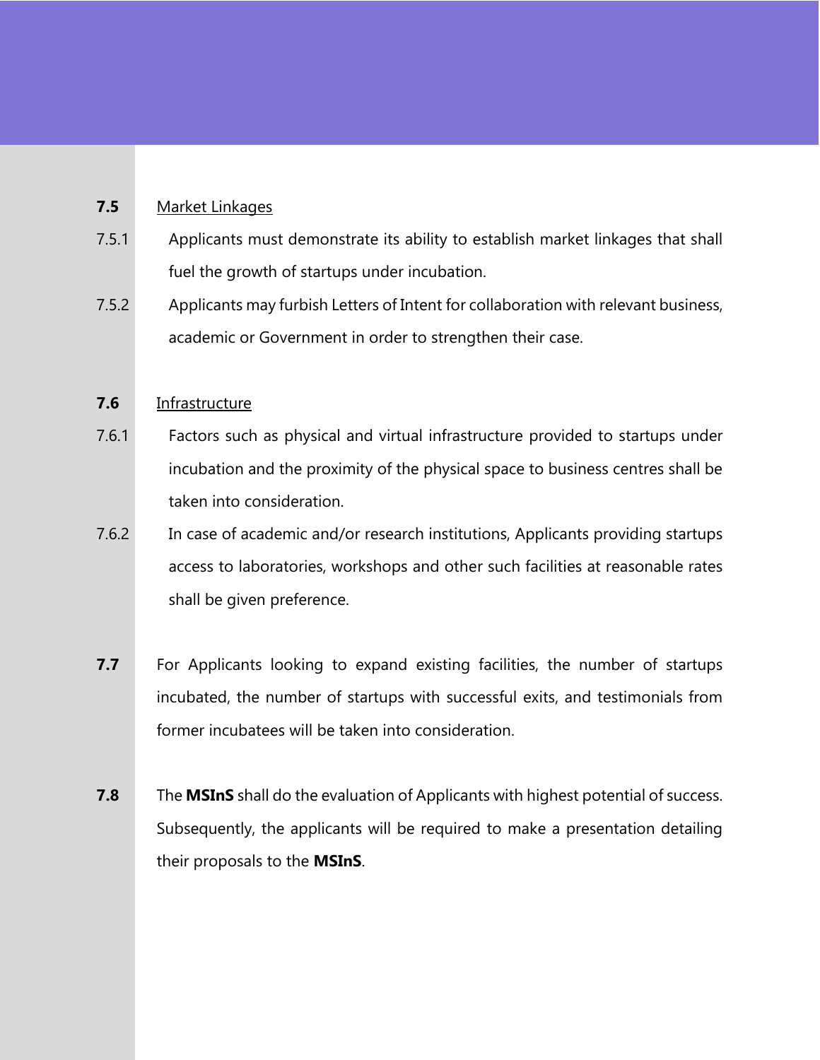**7.5** Market Linkages

7.5.1 Applicants must demonstrate its ability to establish market linkages that shall fuel the growth of startups under incubation.

7.5.2 Applicants may furbish Letters of Intent for collaboration with relevant business, academic or Government in order to strengthen their case.

**7.6** Infrastructure

7.6.1 Factors such as physical and virtual infrastructure provided to startups under incubation and the proximity of the physical space to business centres shall be taken into consideration.

7.6.2 In case of academic and/or research institutions, Applicants providing startups access to laboratories, workshops and other such facilities at reasonable rates shall be given preference.

**7.7** For Applicants looking to expand existing facilities, the number of startups incubated, the number of startups with successful exits, and testimonials from former incubatees will be taken into consideration.

**7.8** The **MSInS** shall do the evaluation of Applicants with highest potential of success. Subsequently, the applicants will be required to make a presentation detailing their proposals to the **MSInS**.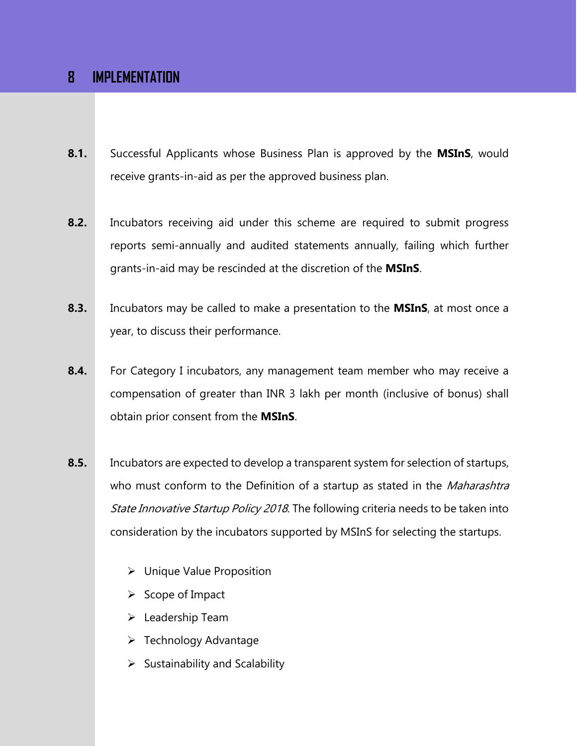# 8 IMPLEMENTATION

**8.1.** Successful Applicants whose Business Plan is approved by the **MSInS**, would receive grants-in-aid as per the approved business plan.

**8.2.** Incubators receiving aid under this scheme are required to submit progress reports semi-annually and audited statements annually, failing which further grants-in-aid may be rescinded at the discretion of the **MSInS**.

**8.3.** Incubators may be called to make a presentation to the **MSInS**, at most once a year, to discuss their performance.

**8.4.** For Category I incubators, any management team member who may receive a compensation of greater than INR 3 lakh per month (inclusive of bonus) shall obtain prior consent from the **MSInS**.

**8.5.** Incubators are expected to develop a transparent system for selection of startups, who must conform to the Definition of a startup as stated in the *Maharashtra State Innovative Startup Policy 2018*. The following criteria needs to be taken into consideration by the incubators supported by MSInS for selecting the startups.

- Unique Value Proposition
- Scope of Impact
- Leadership Team
- Technology Advantage
- Sustainability and Scalability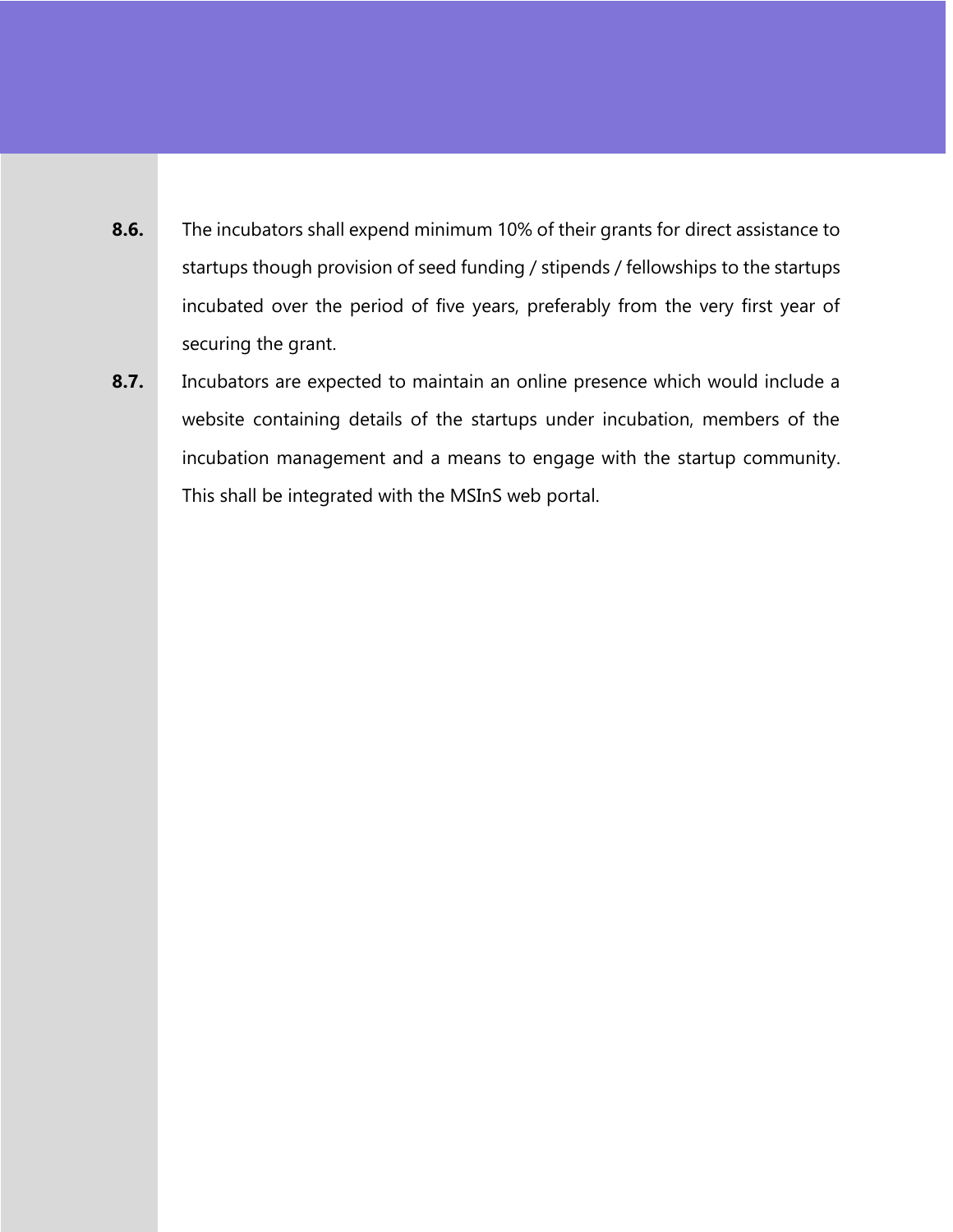**8.6.** The incubators shall expend minimum 10% of their grants for direct assistance to startups though provision of seed funding / stipends / fellowships to the startups incubated over the period of five years, preferably from the very first year of securing the grant.

**8.7.** Incubators are expected to maintain an online presence which would include a website containing details of the startups under incubation, members of the incubation management and a means to engage with the startup community. This shall be integrated with the MSInS web portal.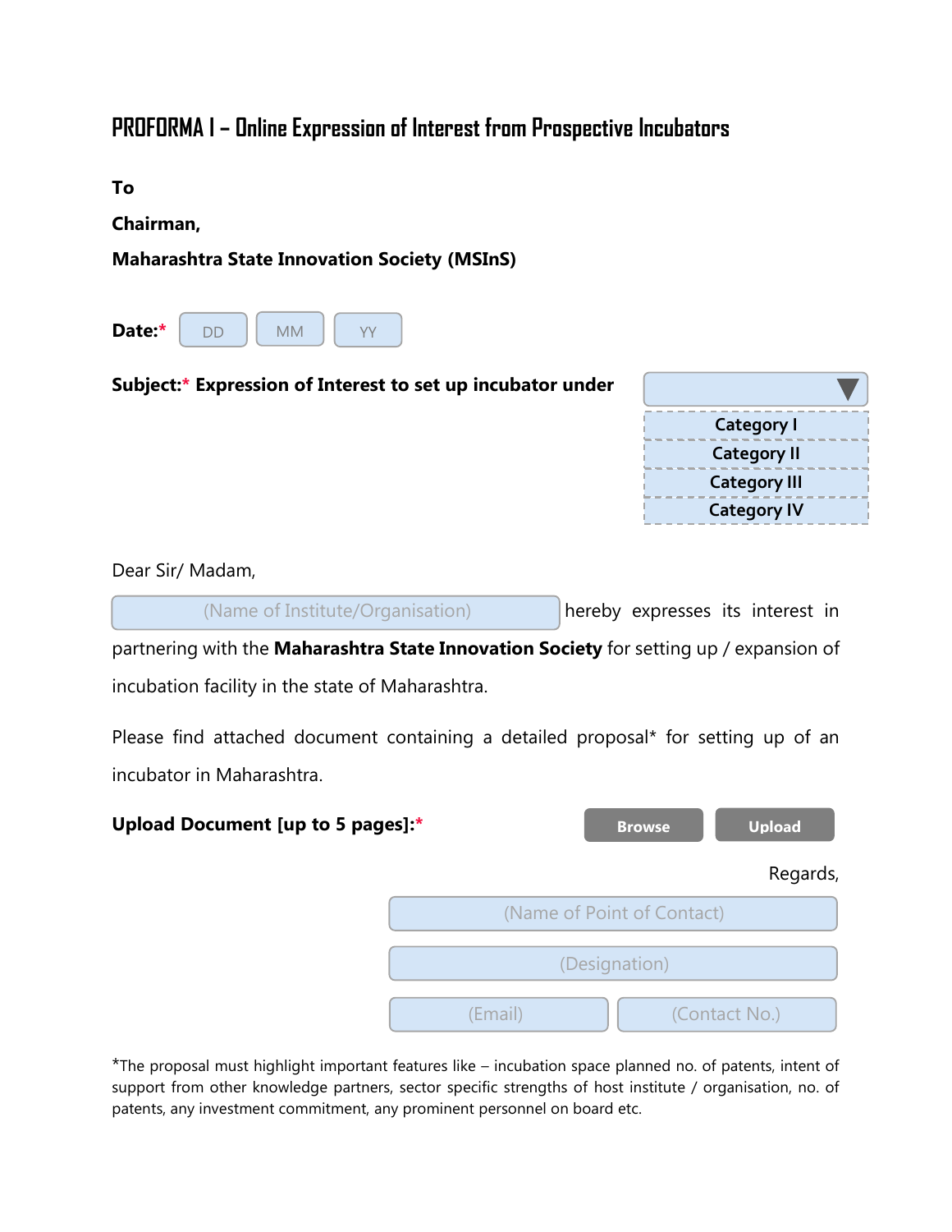# PROFORMA I – Online Expression of Interest from Prospective Incubators

**To**

**Chairman,**

**Maharashtra State Innovation Society (MSInS)**

**Date:*** DD MM YY

**Subject:* Expression of Interest to set up incubator under**

- Category I
- Category II
- Category III
- Category IV

Dear Sir/ Madam,

(Name of Institute/Organisation) hereby expresses its interest in partnering with the **Maharashtra State Innovation Society** for setting up / expansion of incubation facility in the state of Maharashtra.

Please find attached document containing a detailed proposal* for setting up of an incubator in Maharashtra.

**Upload Document [up to 5 pages]:*** Browse Upload

Regards,

(Name of Point of Contact)

(Designation)

(Email) (Contact No.)

*The proposal must highlight important features like – incubation space planned no. of patents, intent of support from other knowledge partners, sector specific strengths of host institute / organisation, no. of patents, any investment commitment, any prominent personnel on board etc.